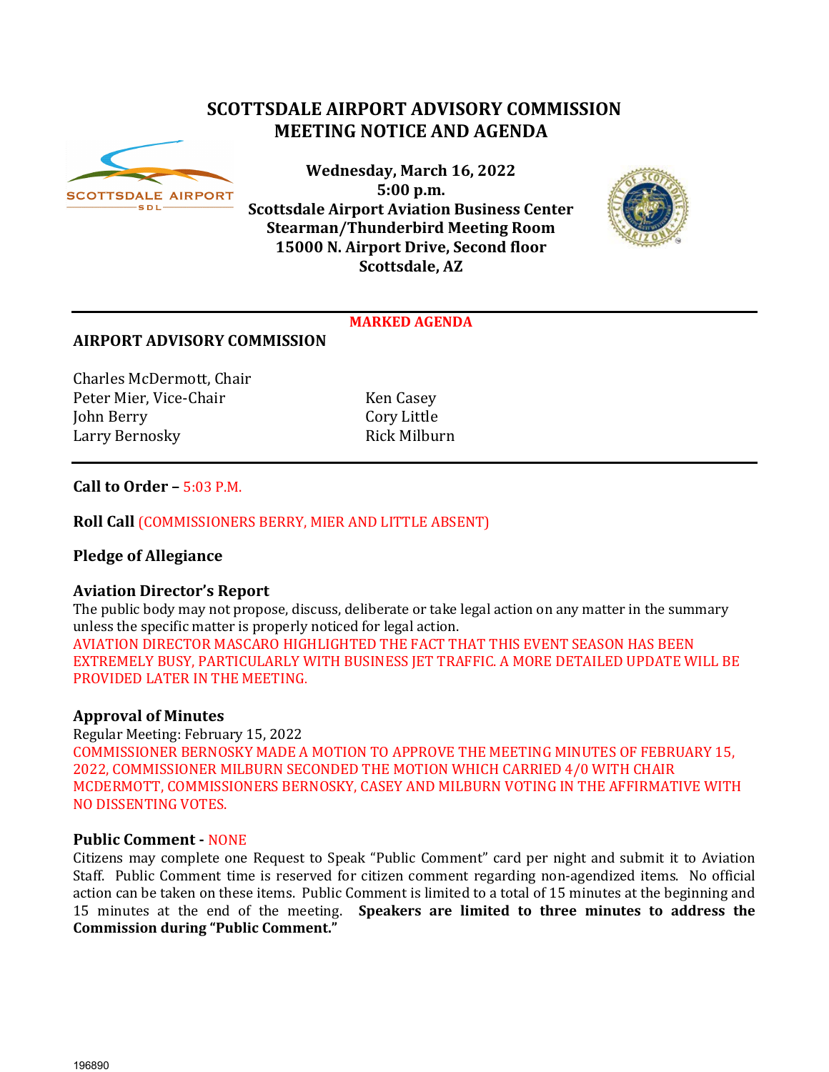# SCOTTSDALE AIRPORT ADVISORY COMMISSION
# MEETING NOTICE AND AGENDA

**Wednesday, March 16, 2022**
**5:00 p.m.**
**Scottsdale Airport Aviation Business Center**
**Stearman/Thunderbird Meeting Room**
**15000 N. Airport Drive, Second floor**
**Scottsdale, AZ**

---

**MARKED AGENDA**

## AIRPORT ADVISORY COMMISSION

Charles McDermott, Chair
Peter Mier, Vice-Chair
John Berry
Larry Bernosky
Ken Casey
Cory Little
Rick Milburn

---

**Call to Order –** 5:03 P.M.

**Roll Call** (COMMISSIONERS BERRY, MIER AND LITTLE ABSENT)

**Pledge of Allegiance**

**Aviation Director's Report**

The public body may not propose, discuss, deliberate or take legal action on any matter in the summary unless the specific matter is properly noticed for legal action.

AVIATION DIRECTOR MASCARO HIGHLIGHTED THE FACT THAT THIS EVENT SEASON HAS BEEN EXTREMELY BUSY, PARTICULARLY WITH BUSINESS JET TRAFFIC. A MORE DETAILED UPDATE WILL BE PROVIDED LATER IN THE MEETING.

**Approval of Minutes**

Regular Meeting: February 15, 2022

COMMISSIONER BERNOSKY MADE A MOTION TO APPROVE THE MEETING MINUTES OF FEBRUARY 15, 2022, COMMISSIONER MILBURN SECONDED THE MOTION WHICH CARRIED 4/0 WITH CHAIR MCDERMOTT, COMMISSIONERS BERNOSKY, CASEY AND MILBURN VOTING IN THE AFFIRMATIVE WITH NO DISSENTING VOTES.

**Public Comment -** NONE

Citizens may complete one Request to Speak "Public Comment" card per night and submit it to Aviation Staff. Public Comment time is reserved for citizen comment regarding non-agendized items. No official action can be taken on these items. Public Comment is limited to a total of 15 minutes at the beginning and 15 minutes at the end of the meeting. **Speakers are limited to three minutes to address the Commission during "Public Comment."**

196890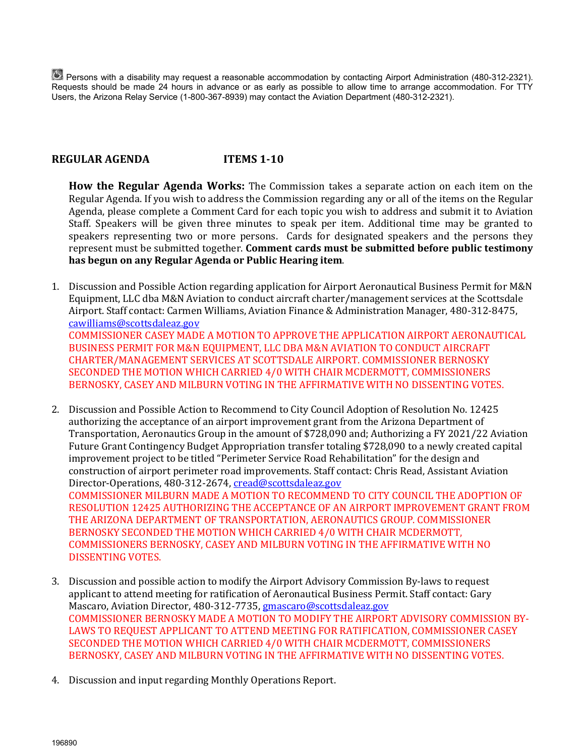Persons with a disability may request a reasonable accommodation by contacting Airport Administration (480-312-2321). Requests should be made 24 hours in advance or as early as possible to allow time to arrange accommodation. For TTY Users, the Arizona Relay Service (1-800-367-8939) may contact the Aviation Department (480-312-2321).

**REGULAR AGENDA ITEMS 1-10**

**How the Regular Agenda Works:** The Commission takes a separate action on each item on the Regular Agenda. If you wish to address the Commission regarding any or all of the items on the Regular Agenda, please complete a Comment Card for each topic you wish to address and submit it to Aviation Staff. Speakers will be given three minutes to speak per item. Additional time may be granted to speakers representing two or more persons. Cards for designated speakers and the persons they represent must be submitted together. **Comment cards must be submitted before public testimony has begun on any Regular Agenda or Public Hearing item**.

1. Discussion and Possible Action regarding application for Airport Aeronautical Business Permit for M&N Equipment, LLC dba M&N Aviation to conduct aircraft charter/management services at the Scottsdale Airport. Staff contact: Carmen Williams, Aviation Finance & Administration Manager, 480-312-8475, cawilliams@scottsdaleaz.gov
   COMMISSIONER CASEY MADE A MOTION TO APPROVE THE APPLICATION AIRPORT AERONAUTICAL BUSINESS PERMIT FOR M&N EQUIPMENT, LLC DBA M&N AVIATION TO CONDUCT AIRCRAFT CHARTER/MANAGEMENT SERVICES AT SCOTTSDALE AIRPORT. COMMISSIONER BERNOSKY SECONDED THE MOTION WHICH CARRIED 4/0 WITH CHAIR MCDERMOTT, COMMISSIONERS BERNOSKY, CASEY AND MILBURN VOTING IN THE AFFIRMATIVE WITH NO DISSENTING VOTES.

2. Discussion and Possible Action to Recommend to City Council Adoption of Resolution No. 12425 authorizing the acceptance of an airport improvement grant from the Arizona Department of Transportation, Aeronautics Group in the amount of $728,090 and; Authorizing a FY 2021/22 Aviation Future Grant Contingency Budget Appropriation transfer totaling $728,090 to a newly created capital improvement project to be titled "Perimeter Service Road Rehabilitation" for the design and construction of airport perimeter road improvements. Staff contact: Chris Read, Assistant Aviation Director-Operations, 480-312-2674, cread@scottsdaleaz.gov
   COMMISSIONER MILBURN MADE A MOTION TO RECOMMEND TO CITY COUNCIL THE ADOPTION OF RESOLUTION 12425 AUTHORIZING THE ACCEPTANCE OF AN AIRPORT IMPROVEMENT GRANT FROM THE ARIZONA DEPARTMENT OF TRANSPORTATION, AERONAUTICS GROUP. COMMISSIONER BERNOSKY SECONDED THE MOTION WHICH CARRIED 4/0 WITH CHAIR MCDERMOTT, COMMISSIONERS BERNOSKY, CASEY AND MILBURN VOTING IN THE AFFIRMATIVE WITH NO DISSENTING VOTES.

3. Discussion and possible action to modify the Airport Advisory Commission By-laws to request applicant to attend meeting for ratification of Aeronautical Business Permit. Staff contact: Gary Mascaro, Aviation Director, 480-312-7735, gmascaro@scottsdaleaz.gov
   COMMISSIONER BERNOSKY MADE A MOTION TO MODIFY THE AIRPORT ADVISORY COMMISSION BY-LAWS TO REQUEST APPLICANT TO ATTEND MEETING FOR RATIFICATION, COMMISSIONER CASEY SECONDED THE MOTION WHICH CARRIED 4/0 WITH CHAIR MCDERMOTT, COMMISSIONERS BERNOSKY, CASEY AND MILBURN VOTING IN THE AFFIRMATIVE WITH NO DISSENTING VOTES.

4. Discussion and input regarding Monthly Operations Report.

196890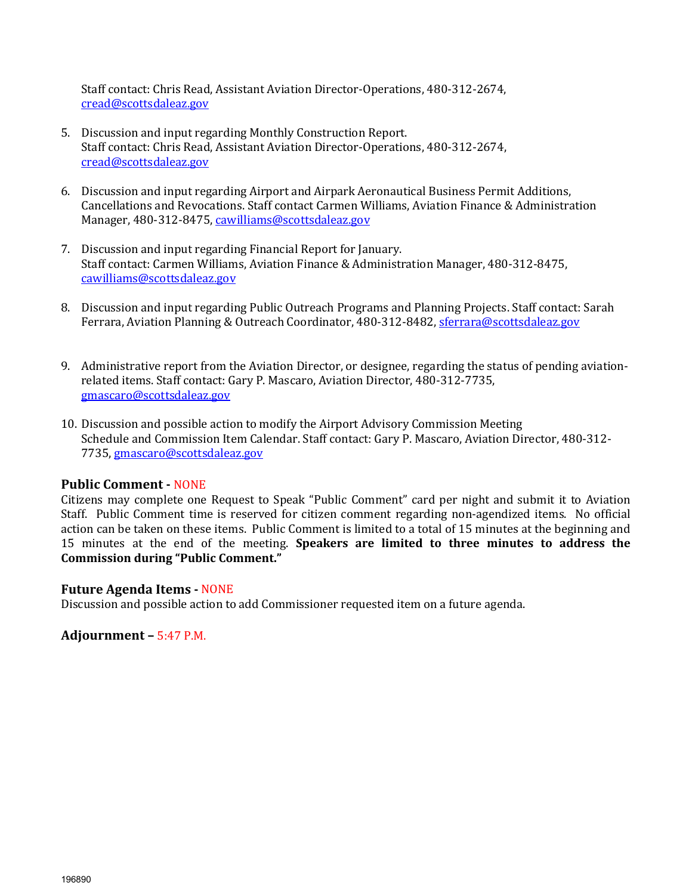Staff contact: Chris Read, Assistant Aviation Director-Operations, 480-312-2674, cread@scottsdaleaz.gov

5. Discussion and input regarding Monthly Construction Report.
   Staff contact: Chris Read, Assistant Aviation Director-Operations, 480-312-2674, cread@scottsdaleaz.gov

6. Discussion and input regarding Airport and Airpark Aeronautical Business Permit Additions, Cancellations and Revocations. Staff contact Carmen Williams, Aviation Finance & Administration Manager, 480-312-8475, cawilliams@scottsdaleaz.gov

7. Discussion and input regarding Financial Report for January.
   Staff contact: Carmen Williams, Aviation Finance & Administration Manager, 480-312-8475, cawilliams@scottsdaleaz.gov

8. Discussion and input regarding Public Outreach Programs and Planning Projects. Staff contact: Sarah Ferrara, Aviation Planning & Outreach Coordinator, 480-312-8482, sferrara@scottsdaleaz.gov

9. Administrative report from the Aviation Director, or designee, regarding the status of pending aviation-related items. Staff contact: Gary P. Mascaro, Aviation Director, 480-312-7735, gmascaro@scottsdaleaz.gov

10. Discussion and possible action to modify the Airport Advisory Commission Meeting Schedule and Commission Item Calendar. Staff contact: Gary P. Mascaro, Aviation Director, 480-312-7735, gmascaro@scottsdaleaz.gov

**Public Comment -** NONE

Citizens may complete one Request to Speak "Public Comment" card per night and submit it to Aviation Staff. Public Comment time is reserved for citizen comment regarding non-agendized items. No official action can be taken on these items. Public Comment is limited to a total of 15 minutes at the beginning and 15 minutes at the end of the meeting. **Speakers are limited to three minutes to address the Commission during "Public Comment."**

**Future Agenda Items -** NONE

Discussion and possible action to add Commissioner requested item on a future agenda.

**Adjournment –** 5:47 P.M.

196890